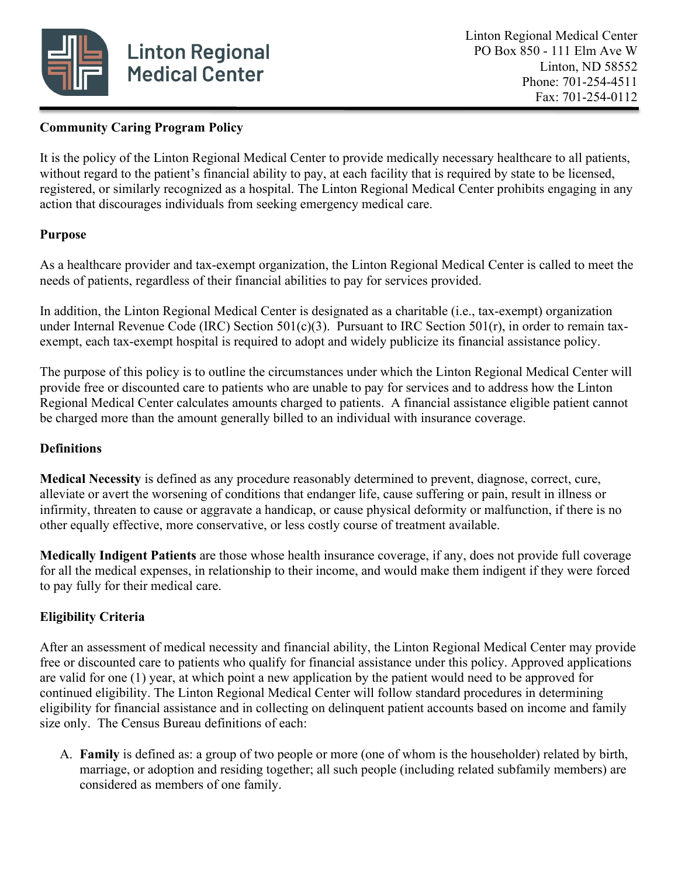Linton Regional Medical Center
PO Box 850 - 111 Elm Ave W
Linton, ND 58552
Phone: 701-254-4511
Fax: 701-254-0112

**Community Caring Program Policy**

It is the policy of the Linton Regional Medical Center to provide medically necessary healthcare to all patients, without regard to the patient's financial ability to pay, at each facility that is required by state to be licensed, registered, or similarly recognized as a hospital. The Linton Regional Medical Center prohibits engaging in any action that discourages individuals from seeking emergency medical care.

**Purpose**

As a healthcare provider and tax-exempt organization, the Linton Regional Medical Center is called to meet the needs of patients, regardless of their financial abilities to pay for services provided.

In addition, the Linton Regional Medical Center is designated as a charitable (i.e., tax-exempt) organization under Internal Revenue Code (IRC) Section 501(c)(3). Pursuant to IRC Section 501(r), in order to remain tax-exempt, each tax-exempt hospital is required to adopt and widely publicize its financial assistance policy.

The purpose of this policy is to outline the circumstances under which the Linton Regional Medical Center will provide free or discounted care to patients who are unable to pay for services and to address how the Linton Regional Medical Center calculates amounts charged to patients. A financial assistance eligible patient cannot be charged more than the amount generally billed to an individual with insurance coverage.

**Definitions**

**Medical Necessity** is defined as any procedure reasonably determined to prevent, diagnose, correct, cure, alleviate or avert the worsening of conditions that endanger life, cause suffering or pain, result in illness or infirmity, threaten to cause or aggravate a handicap, or cause physical deformity or malfunction, if there is no other equally effective, more conservative, or less costly course of treatment available.

**Medically Indigent Patients** are those whose health insurance coverage, if any, does not provide full coverage for all the medical expenses, in relationship to their income, and would make them indigent if they were forced to pay fully for their medical care.

**Eligibility Criteria**

After an assessment of medical necessity and financial ability, the Linton Regional Medical Center may provide free or discounted care to patients who qualify for financial assistance under this policy. Approved applications are valid for one (1) year, at which point a new application by the patient would need to be approved for continued eligibility. The Linton Regional Medical Center will follow standard procedures in determining eligibility for financial assistance and in collecting on delinquent patient accounts based on income and family size only. The Census Bureau definitions of each:

A. **Family** is defined as: a group of two people or more (one of whom is the householder) related by birth, marriage, or adoption and residing together; all such people (including related subfamily members) are considered as members of one family.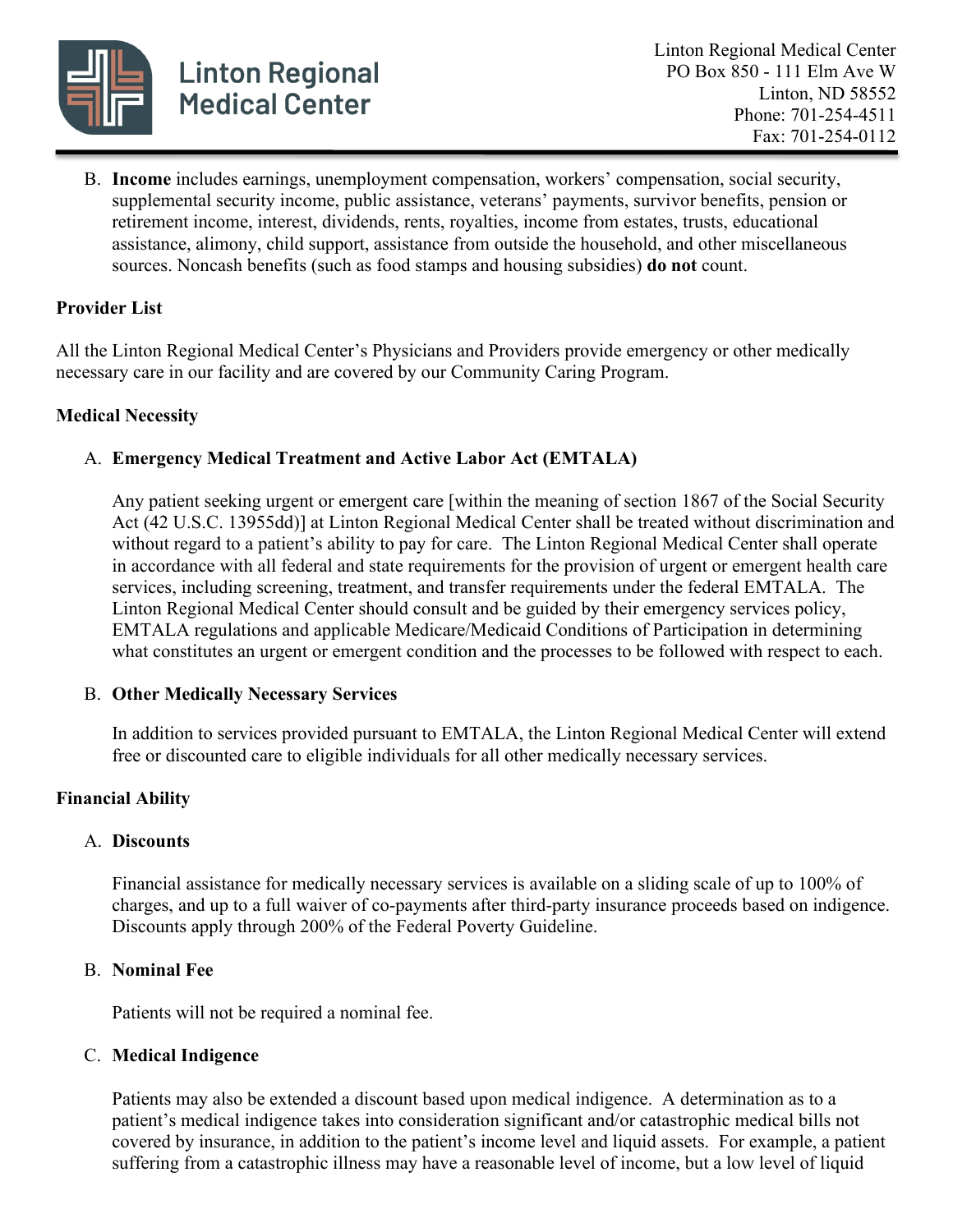B. **Income** includes earnings, unemployment compensation, workers' compensation, social security, supplemental security income, public assistance, veterans' payments, survivor benefits, pension or retirement income, interest, dividends, rents, royalties, income from estates, trusts, educational assistance, alimony, child support, assistance from outside the household, and other miscellaneous sources. Noncash benefits (such as food stamps and housing subsidies) **do not** count.

**Provider List**

All the Linton Regional Medical Center's Physicians and Providers provide emergency or other medically necessary care in our facility and are covered by our Community Caring Program.

**Medical Necessity**

A. **Emergency Medical Treatment and Active Labor Act (EMTALA)**

Any patient seeking urgent or emergent care [within the meaning of section 1867 of the Social Security Act (42 U.S.C. 13955dd)] at Linton Regional Medical Center shall be treated without discrimination and without regard to a patient's ability to pay for care. The Linton Regional Medical Center shall operate in accordance with all federal and state requirements for the provision of urgent or emergent health care services, including screening, treatment, and transfer requirements under the federal EMTALA. The Linton Regional Medical Center should consult and be guided by their emergency services policy, EMTALA regulations and applicable Medicare/Medicaid Conditions of Participation in determining what constitutes an urgent or emergent condition and the processes to be followed with respect to each.

B. **Other Medically Necessary Services**

In addition to services provided pursuant to EMTALA, the Linton Regional Medical Center will extend free or discounted care to eligible individuals for all other medically necessary services.

**Financial Ability**

A. **Discounts**

Financial assistance for medically necessary services is available on a sliding scale of up to 100% of charges, and up to a full waiver of co-payments after third-party insurance proceeds based on indigence. Discounts apply through 200% of the Federal Poverty Guideline.

B. **Nominal Fee**

Patients will not be required a nominal fee.

C. **Medical Indigence**

Patients may also be extended a discount based upon medical indigence. A determination as to a patient's medical indigence takes into consideration significant and/or catastrophic medical bills not covered by insurance, in addition to the patient's income level and liquid assets. For example, a patient suffering from a catastrophic illness may have a reasonable level of income, but a low level of liquid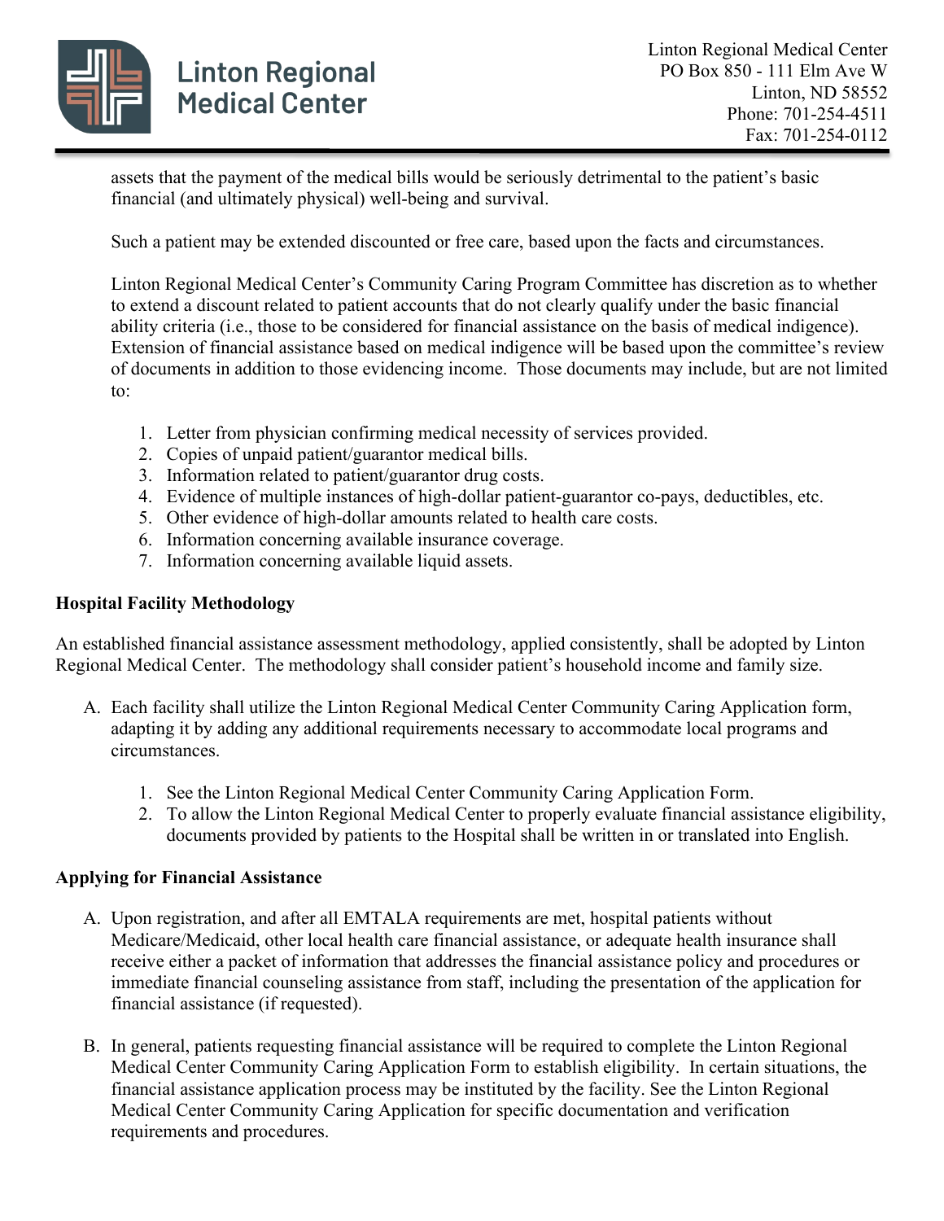assets that the payment of the medical bills would be seriously detrimental to the patient's basic financial (and ultimately physical) well-being and survival.

Such a patient may be extended discounted or free care, based upon the facts and circumstances.

Linton Regional Medical Center's Community Caring Program Committee has discretion as to whether to extend a discount related to patient accounts that do not clearly qualify under the basic financial ability criteria (i.e., those to be considered for financial assistance on the basis of medical indigence). Extension of financial assistance based on medical indigence will be based upon the committee's review of documents in addition to those evidencing income. Those documents may include, but are not limited to:

1. Letter from physician confirming medical necessity of services provided.
2. Copies of unpaid patient/guarantor medical bills.
3. Information related to patient/guarantor drug costs.
4. Evidence of multiple instances of high-dollar patient-guarantor co-pays, deductibles, etc.
5. Other evidence of high-dollar amounts related to health care costs.
6. Information concerning available insurance coverage.
7. Information concerning available liquid assets.

**Hospital Facility Methodology**

An established financial assistance assessment methodology, applied consistently, shall be adopted by Linton Regional Medical Center. The methodology shall consider patient's household income and family size.

A. Each facility shall utilize the Linton Regional Medical Center Community Caring Application form, adapting it by adding any additional requirements necessary to accommodate local programs and circumstances.

   1. See the Linton Regional Medical Center Community Caring Application Form.
   2. To allow the Linton Regional Medical Center to properly evaluate financial assistance eligibility, documents provided by patients to the Hospital shall be written in or translated into English.

**Applying for Financial Assistance**

A. Upon registration, and after all EMTALA requirements are met, hospital patients without Medicare/Medicaid, other local health care financial assistance, or adequate health insurance shall receive either a packet of information that addresses the financial assistance policy and procedures or immediate financial counseling assistance from staff, including the presentation of the application for financial assistance (if requested).

B. In general, patients requesting financial assistance will be required to complete the Linton Regional Medical Center Community Caring Application Form to establish eligibility. In certain situations, the financial assistance application process may be instituted by the facility. See the Linton Regional Medical Center Community Caring Application for specific documentation and verification requirements and procedures.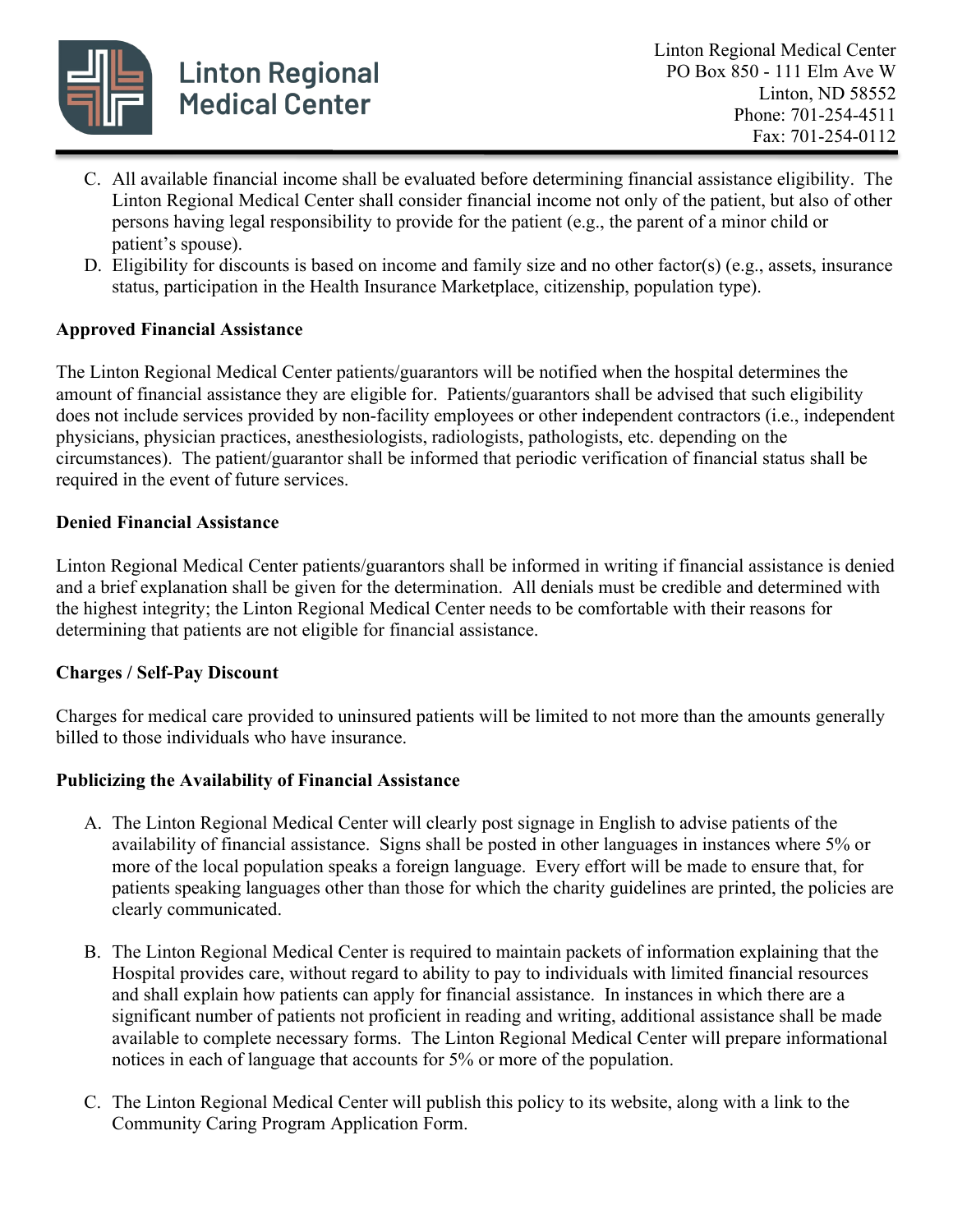C. All available financial income shall be evaluated before determining financial assistance eligibility. The Linton Regional Medical Center shall consider financial income not only of the patient, but also of other persons having legal responsibility to provide for the patient (e.g., the parent of a minor child or patient's spouse).
D. Eligibility for discounts is based on income and family size and no other factor(s) (e.g., assets, insurance status, participation in the Health Insurance Marketplace, citizenship, population type).

**Approved Financial Assistance**

The Linton Regional Medical Center patients/guarantors will be notified when the hospital determines the amount of financial assistance they are eligible for. Patients/guarantors shall be advised that such eligibility does not include services provided by non-facility employees or other independent contractors (i.e., independent physicians, physician practices, anesthesiologists, radiologists, pathologists, etc. depending on the circumstances). The patient/guarantor shall be informed that periodic verification of financial status shall be required in the event of future services.

**Denied Financial Assistance**

Linton Regional Medical Center patients/guarantors shall be informed in writing if financial assistance is denied and a brief explanation shall be given for the determination. All denials must be credible and determined with the highest integrity; the Linton Regional Medical Center needs to be comfortable with their reasons for determining that patients are not eligible for financial assistance.

**Charges / Self-Pay Discount**

Charges for medical care provided to uninsured patients will be limited to not more than the amounts generally billed to those individuals who have insurance.

**Publicizing the Availability of Financial Assistance**

A. The Linton Regional Medical Center will clearly post signage in English to advise patients of the availability of financial assistance. Signs shall be posted in other languages in instances where 5% or more of the local population speaks a foreign language. Every effort will be made to ensure that, for patients speaking languages other than those for which the charity guidelines are printed, the policies are clearly communicated.

B. The Linton Regional Medical Center is required to maintain packets of information explaining that the Hospital provides care, without regard to ability to pay to individuals with limited financial resources and shall explain how patients can apply for financial assistance. In instances in which there are a significant number of patients not proficient in reading and writing, additional assistance shall be made available to complete necessary forms. The Linton Regional Medical Center will prepare informational notices in each of language that accounts for 5% or more of the population.

C. The Linton Regional Medical Center will publish this policy to its website, along with a link to the Community Caring Program Application Form.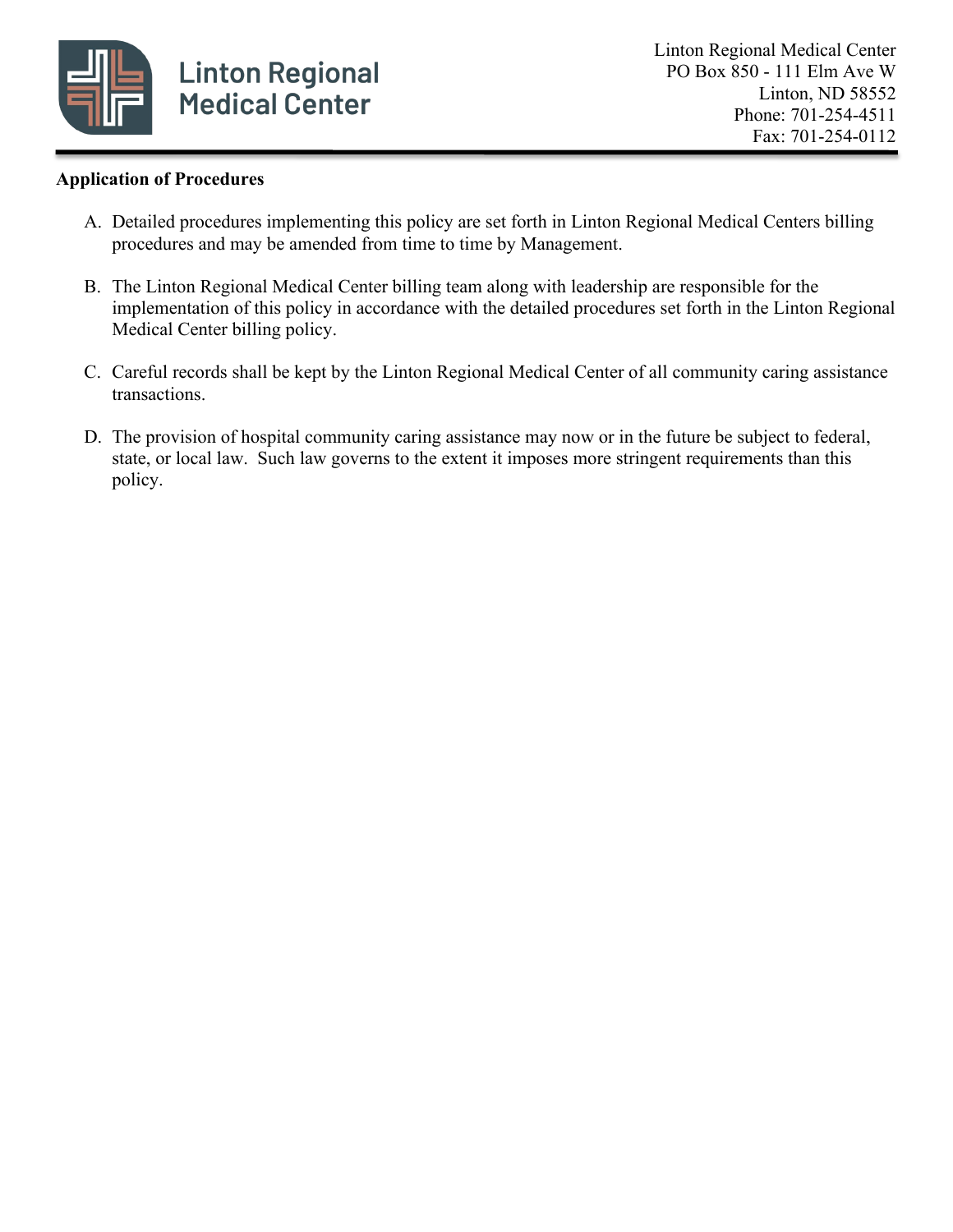**Application of Procedures**

A. Detailed procedures implementing this policy are set forth in Linton Regional Medical Centers billing procedures and may be amended from time to time by Management.

B. The Linton Regional Medical Center billing team along with leadership are responsible for the implementation of this policy in accordance with the detailed procedures set forth in the Linton Regional Medical Center billing policy.

C. Careful records shall be kept by the Linton Regional Medical Center of all community caring assistance transactions.

D. The provision of hospital community caring assistance may now or in the future be subject to federal, state, or local law. Such law governs to the extent it imposes more stringent requirements than this policy.